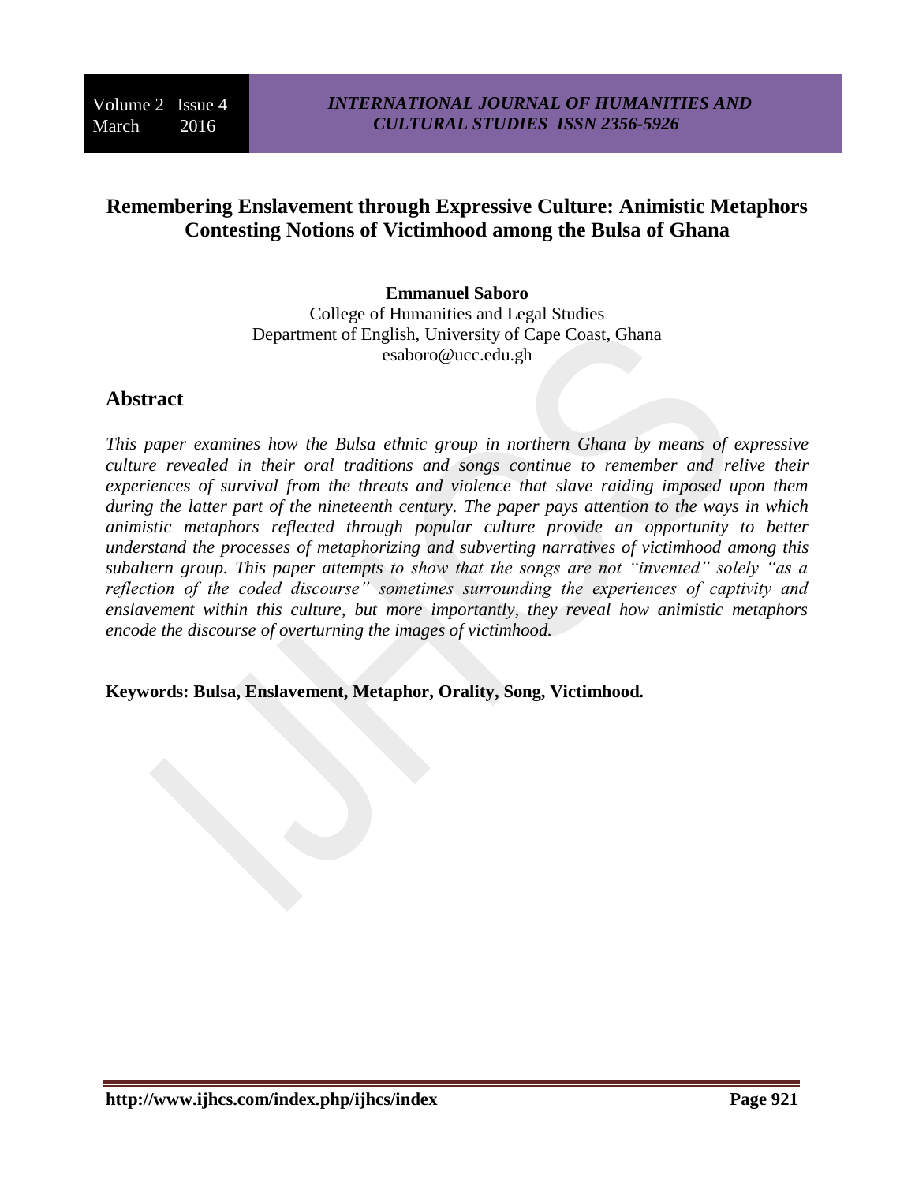# Remembering Enslavement through Expressive Culture: Animistic Metaphors Contesting Notions of Victimhood among the Bulsa of Ghana

**Emmanuel Saboro**

College of Humanities and Legal Studies
Department of English, University of Cape Coast, Ghana
esaboro@ucc.edu.gh

## Abstract

*This paper examines how the Bulsa ethnic group in northern Ghana by means of expressive culture revealed in their oral traditions and songs continue to remember and relive their experiences of survival from the threats and violence that slave raiding imposed upon them during the latter part of the nineteenth century. The paper pays attention to the ways in which animistic metaphors reflected through popular culture provide an opportunity to better understand the processes of metaphorizing and subverting narratives of victimhood among this subaltern group. This paper attempts to show that the songs are not "invented" solely "as a reflection of the coded discourse" sometimes surrounding the experiences of captivity and enslavement within this culture, but more importantly, they reveal how animistic metaphors encode the discourse of overturning the images of victimhood.*

**Keywords: Bulsa, Enslavement, Metaphor, Orality, Song, Victimhood.**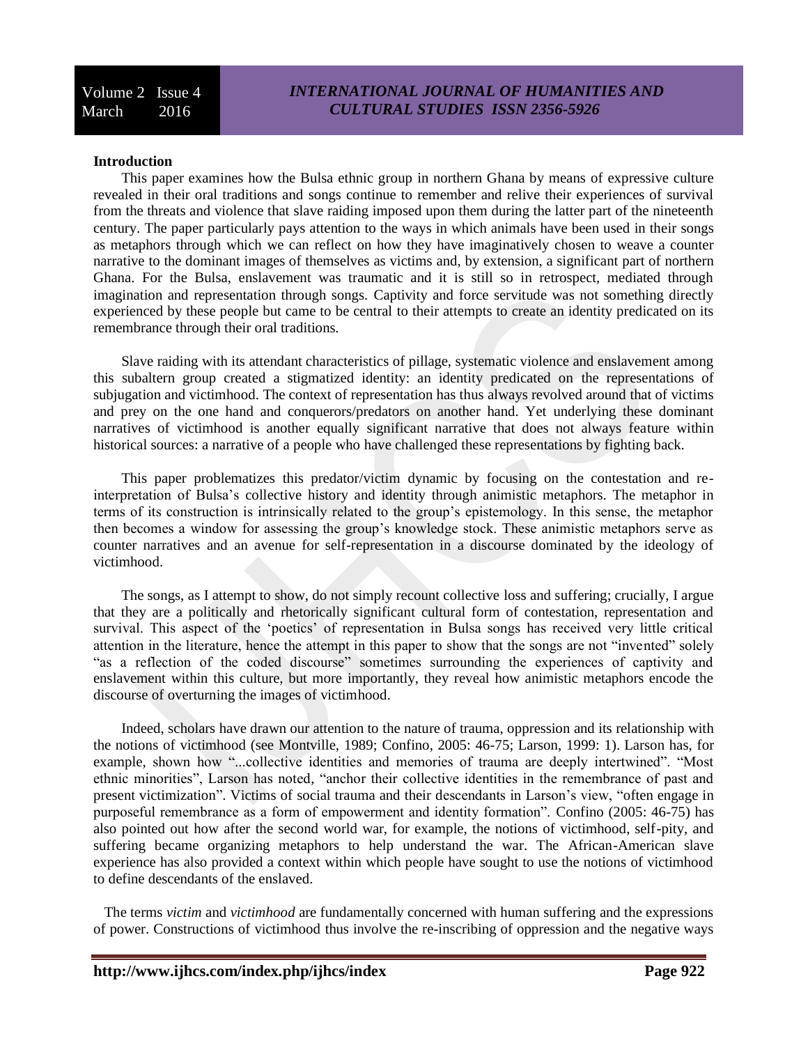**Introduction**

This paper examines how the Bulsa ethnic group in northern Ghana by means of expressive culture revealed in their oral traditions and songs continue to remember and relive their experiences of survival from the threats and violence that slave raiding imposed upon them during the latter part of the nineteenth century. The paper particularly pays attention to the ways in which animals have been used in their songs as metaphors through which we can reflect on how they have imaginatively chosen to weave a counter narrative to the dominant images of themselves as victims and, by extension, a significant part of northern Ghana. For the Bulsa, enslavement was traumatic and it is still so in retrospect, mediated through imagination and representation through songs. Captivity and force servitude was not something directly experienced by these people but came to be central to their attempts to create an identity predicated on its remembrance through their oral traditions.

Slave raiding with its attendant characteristics of pillage, systematic violence and enslavement among this subaltern group created a stigmatized identity: an identity predicated on the representations of subjugation and victimhood. The context of representation has thus always revolved around that of victims and prey on the one hand and conquerors/predators on another hand. Yet underlying these dominant narratives of victimhood is another equally significant narrative that does not always feature within historical sources: a narrative of a people who have challenged these representations by fighting back.

This paper problematizes this predator/victim dynamic by focusing on the contestation and re-interpretation of Bulsa's collective history and identity through animistic metaphors. The metaphor in terms of its construction is intrinsically related to the group's epistemology. In this sense, the metaphor then becomes a window for assessing the group's knowledge stock. These animistic metaphors serve as counter narratives and an avenue for self-representation in a discourse dominated by the ideology of victimhood.

The songs, as I attempt to show, do not simply recount collective loss and suffering; crucially, I argue that they are a politically and rhetorically significant cultural form of contestation, representation and survival. This aspect of the 'poetics' of representation in Bulsa songs has received very little critical attention in the literature, hence the attempt in this paper to show that the songs are not "invented" solely "as a reflection of the coded discourse" sometimes surrounding the experiences of captivity and enslavement within this culture, but more importantly, they reveal how animistic metaphors encode the discourse of overturning the images of victimhood.

Indeed, scholars have drawn our attention to the nature of trauma, oppression and its relationship with the notions of victimhood (see Montville, 1989; Confino, 2005: 46-75; Larson, 1999: 1). Larson has, for example, shown how "...collective identities and memories of trauma are deeply intertwined". "Most ethnic minorities", Larson has noted, "anchor their collective identities in the remembrance of past and present victimization". Victims of social trauma and their descendants in Larson's view, "often engage in purposeful remembrance as a form of empowerment and identity formation". Confino (2005: 46-75) has also pointed out how after the second world war, for example, the notions of victimhood, self-pity, and suffering became organizing metaphors to help understand the war. The African-American slave experience has also provided a context within which people have sought to use the notions of victimhood to define descendants of the enslaved.

The terms *victim* and *victimhood* are fundamentally concerned with human suffering and the expressions of power. Constructions of victimhood thus involve the re-inscribing of oppression and the negative ways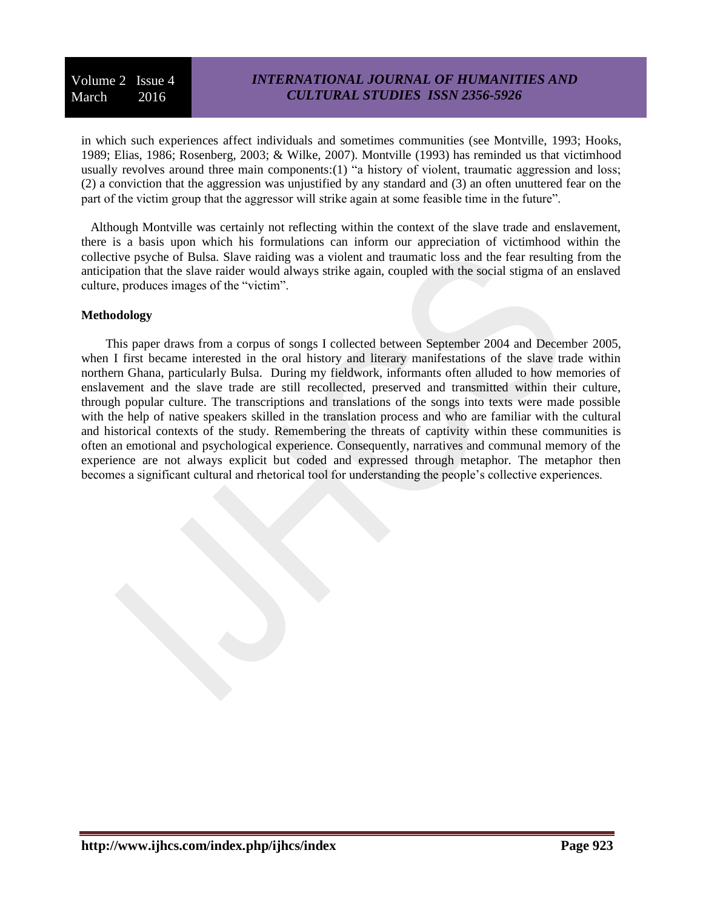in which such experiences affect individuals and sometimes communities (see Montville, 1993; Hooks, 1989; Elias, 1986; Rosenberg, 2003; & Wilke, 2007). Montville (1993) has reminded us that victimhood usually revolves around three main components:(1) "a history of violent, traumatic aggression and loss; (2) a conviction that the aggression was unjustified by any standard and (3) an often unuttered fear on the part of the victim group that the aggressor will strike again at some feasible time in the future".

Although Montville was certainly not reflecting within the context of the slave trade and enslavement, there is a basis upon which his formulations can inform our appreciation of victimhood within the collective psyche of Bulsa. Slave raiding was a violent and traumatic loss and the fear resulting from the anticipation that the slave raider would always strike again, coupled with the social stigma of an enslaved culture, produces images of the "victim".

**Methodology**

This paper draws from a corpus of songs I collected between September 2004 and December 2005, when I first became interested in the oral history and literary manifestations of the slave trade within northern Ghana, particularly Bulsa. During my fieldwork, informants often alluded to how memories of enslavement and the slave trade are still recollected, preserved and transmitted within their culture, through popular culture. The transcriptions and translations of the songs into texts were made possible with the help of native speakers skilled in the translation process and who are familiar with the cultural and historical contexts of the study. Remembering the threats of captivity within these communities is often an emotional and psychological experience. Consequently, narratives and communal memory of the experience are not always explicit but coded and expressed through metaphor. The metaphor then becomes a significant cultural and rhetorical tool for understanding the people's collective experiences.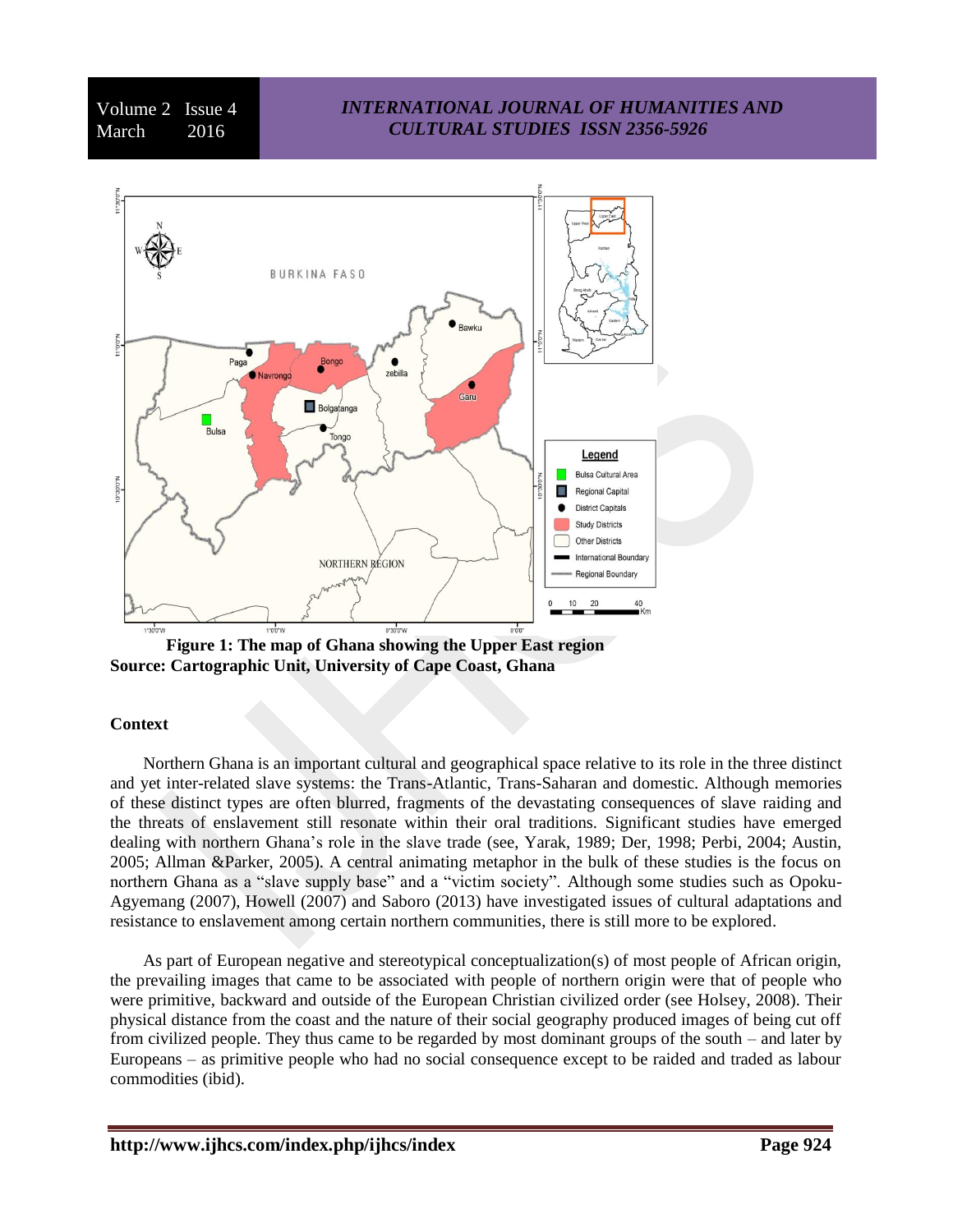BURKINA FASO

Paga

Navrongo

Bongo

zebilla

Bawku

Garu

Bolgatanga

Tongo

Bulsa

NORTHERN REGION

Legend

Bulsa Cultural Area

Regional Capital

District Capitals

Study Districts

Other Districts

International Boundary

Regional Boundary

0 10 20 40 Km

**Figure 1: The map of Ghana showing the Upper East region**
**Source: Cartographic Unit, University of Cape Coast, Ghana**

## Context

Northern Ghana is an important cultural and geographical space relative to its role in the three distinct and yet inter-related slave systems: the Trans-Atlantic, Trans-Saharan and domestic. Although memories of these distinct types are often blurred, fragments of the devastating consequences of slave raiding and the threats of enslavement still resonate within their oral traditions. Significant studies have emerged dealing with northern Ghana's role in the slave trade (see, Yarak, 1989; Der, 1998; Perbi, 2004; Austin, 2005; Allman &Parker, 2005). A central animating metaphor in the bulk of these studies is the focus on northern Ghana as a "slave supply base" and a "victim society". Although some studies such as Opoku-Agyemang (2007), Howell (2007) and Saboro (2013) have investigated issues of cultural adaptations and resistance to enslavement among certain northern communities, there is still more to be explored.

As part of European negative and stereotypical conceptualization(s) of most people of African origin, the prevailing images that came to be associated with people of northern origin were that of people who were primitive, backward and outside of the European Christian civilized order (see Holsey, 2008). Their physical distance from the coast and the nature of their social geography produced images of being cut off from civilized people. They thus came to be regarded by most dominant groups of the south – and later by Europeans – as primitive people who had no social consequence except to be raided and traded as labour commodities (ibid).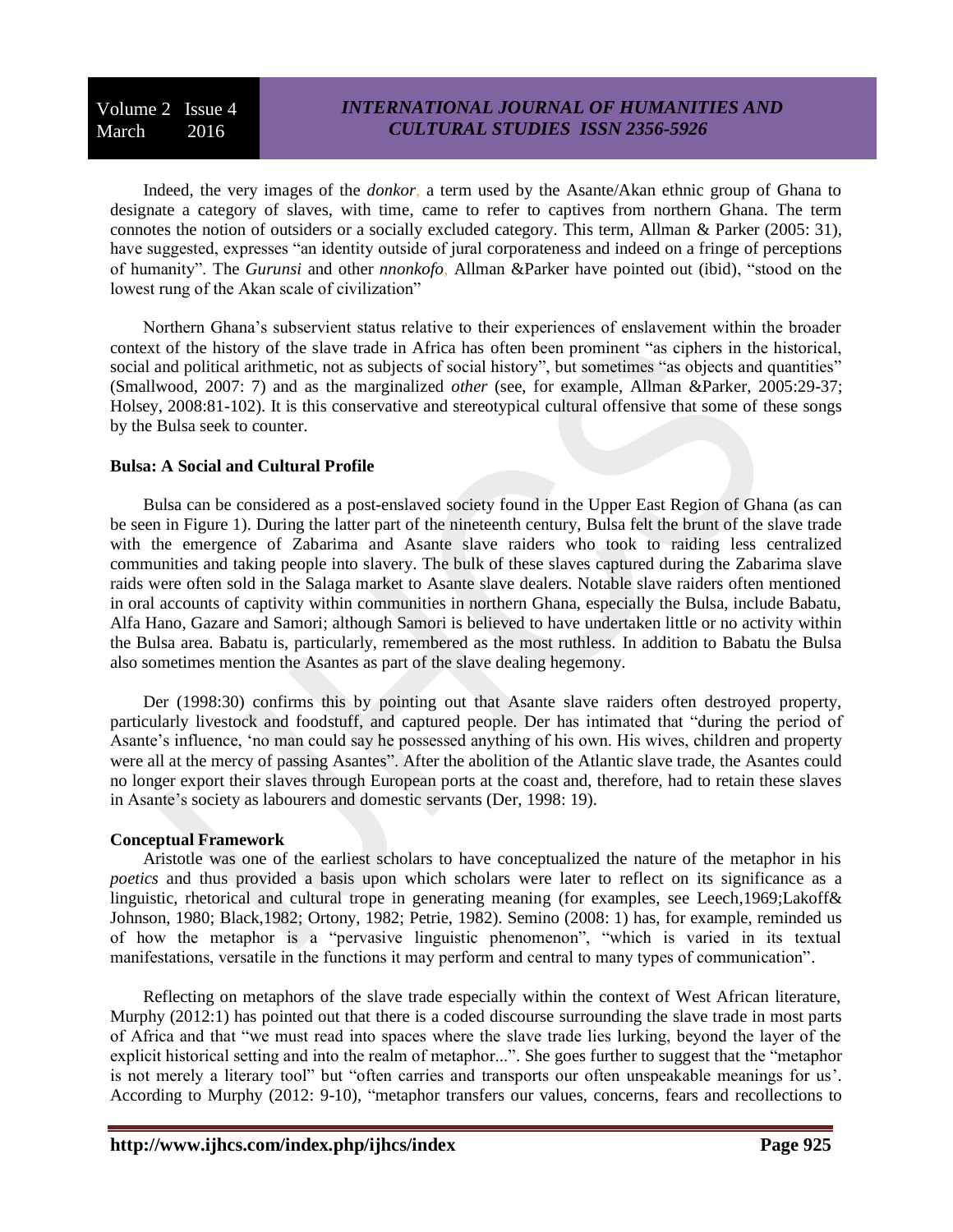Indeed, the very images of the *donkor*, a term used by the Asante/Akan ethnic group of Ghana to designate a category of slaves, with time, came to refer to captives from northern Ghana. The term connotes the notion of outsiders or a socially excluded category. This term, Allman & Parker (2005: 31), have suggested, expresses "an identity outside of jural corporateness and indeed on a fringe of perceptions of humanity". The *Gurunsi* and other *nnonkofo*, Allman &Parker have pointed out (ibid), "stood on the lowest rung of the Akan scale of civilization"

Northern Ghana's subservient status relative to their experiences of enslavement within the broader context of the history of the slave trade in Africa has often been prominent "as ciphers in the historical, social and political arithmetic, not as subjects of social history", but sometimes "as objects and quantities" (Smallwood, 2007: 7) and as the marginalized *other* (see, for example, Allman &Parker, 2005:29-37; Holsey, 2008:81-102). It is this conservative and stereotypical cultural offensive that some of these songs by the Bulsa seek to counter.

**Bulsa: A Social and Cultural Profile**

Bulsa can be considered as a post-enslaved society found in the Upper East Region of Ghana (as can be seen in Figure 1). During the latter part of the nineteenth century, Bulsa felt the brunt of the slave trade with the emergence of Zabarima and Asante slave raiders who took to raiding less centralized communities and taking people into slavery. The bulk of these slaves captured during the Zabarima slave raids were often sold in the Salaga market to Asante slave dealers. Notable slave raiders often mentioned in oral accounts of captivity within communities in northern Ghana, especially the Bulsa, include Babatu, Alfa Hano, Gazare and Samori; although Samori is believed to have undertaken little or no activity within the Bulsa area. Babatu is, particularly, remembered as the most ruthless. In addition to Babatu the Bulsa also sometimes mention the Asantes as part of the slave dealing hegemony.

Der (1998:30) confirms this by pointing out that Asante slave raiders often destroyed property, particularly livestock and foodstuff, and captured people. Der has intimated that "during the period of Asante's influence, 'no man could say he possessed anything of his own. His wives, children and property were all at the mercy of passing Asantes". After the abolition of the Atlantic slave trade, the Asantes could no longer export their slaves through European ports at the coast and, therefore, had to retain these slaves in Asante's society as labourers and domestic servants (Der, 1998: 19).

**Conceptual Framework**

Aristotle was one of the earliest scholars to have conceptualized the nature of the metaphor in his *poetics* and thus provided a basis upon which scholars were later to reflect on its significance as a linguistic, rhetorical and cultural trope in generating meaning (for examples, see Leech,1969;Lakoff& Johnson, 1980; Black,1982; Ortony, 1982; Petrie, 1982). Semino (2008: 1) has, for example, reminded us of how the metaphor is a "pervasive linguistic phenomenon", "which is varied in its textual manifestations, versatile in the functions it may perform and central to many types of communication".

Reflecting on metaphors of the slave trade especially within the context of West African literature, Murphy (2012:1) has pointed out that there is a coded discourse surrounding the slave trade in most parts of Africa and that "we must read into spaces where the slave trade lies lurking, beyond the layer of the explicit historical setting and into the realm of metaphor...". She goes further to suggest that the "metaphor is not merely a literary tool" but "often carries and transports our often unspeakable meanings for us'. According to Murphy (2012: 9-10), "metaphor transfers our values, concerns, fears and recollections to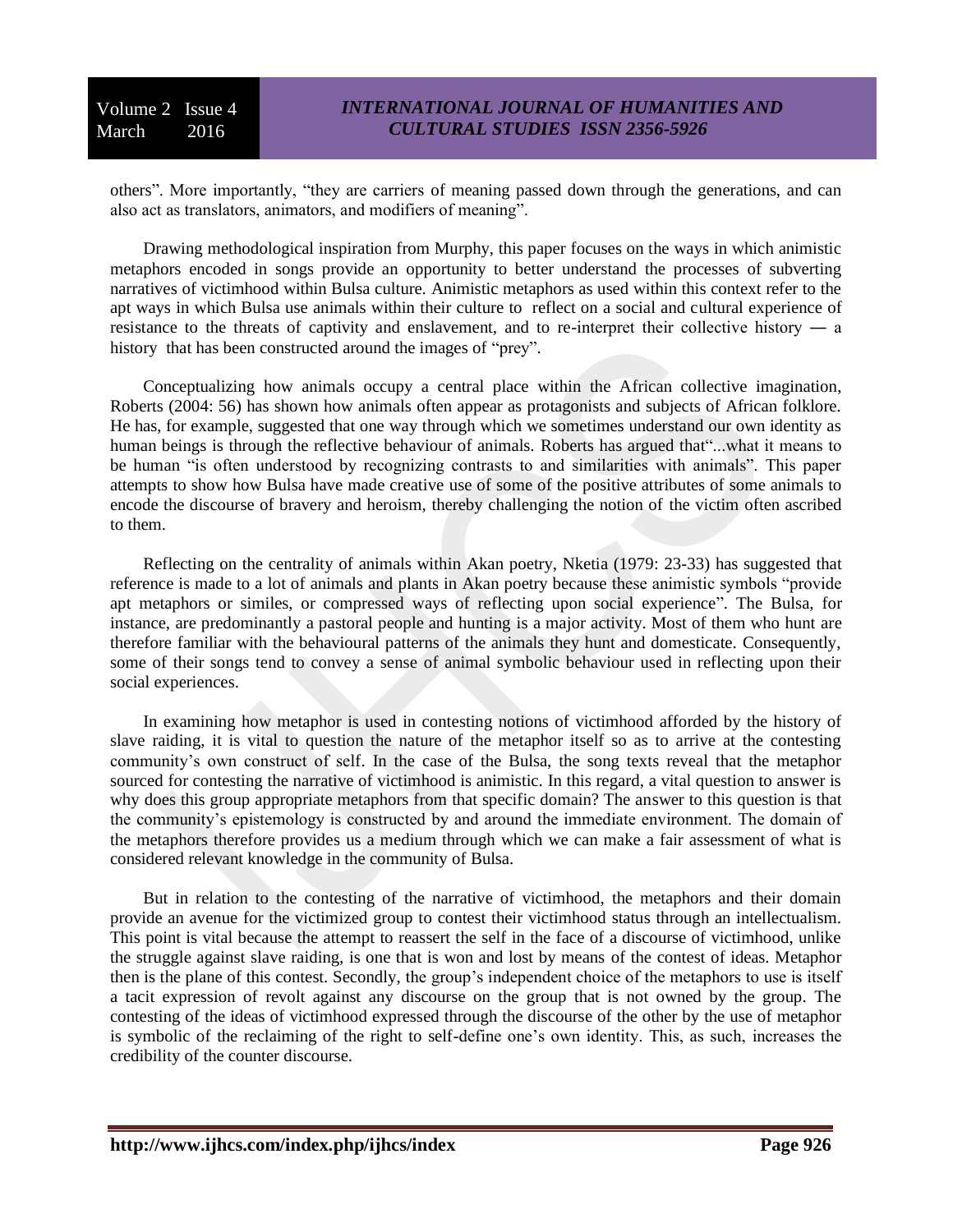others". More importantly, "they are carriers of meaning passed down through the generations, and can also act as translators, animators, and modifiers of meaning".

Drawing methodological inspiration from Murphy, this paper focuses on the ways in which animistic metaphors encoded in songs provide an opportunity to better understand the processes of subverting narratives of victimhood within Bulsa culture. Animistic metaphors as used within this context refer to the apt ways in which Bulsa use animals within their culture to reflect on a social and cultural experience of resistance to the threats of captivity and enslavement, and to re-interpret their collective history — a history that has been constructed around the images of "prey".

Conceptualizing how animals occupy a central place within the African collective imagination, Roberts (2004: 56) has shown how animals often appear as protagonists and subjects of African folklore. He has, for example, suggested that one way through which we sometimes understand our own identity as human beings is through the reflective behaviour of animals. Roberts has argued that"...what it means to be human "is often understood by recognizing contrasts to and similarities with animals". This paper attempts to show how Bulsa have made creative use of some of the positive attributes of some animals to encode the discourse of bravery and heroism, thereby challenging the notion of the victim often ascribed to them.

Reflecting on the centrality of animals within Akan poetry, Nketia (1979: 23-33) has suggested that reference is made to a lot of animals and plants in Akan poetry because these animistic symbols "provide apt metaphors or similes, or compressed ways of reflecting upon social experience". The Bulsa, for instance, are predominantly a pastoral people and hunting is a major activity. Most of them who hunt are therefore familiar with the behavioural patterns of the animals they hunt and domesticate. Consequently, some of their songs tend to convey a sense of animal symbolic behaviour used in reflecting upon their social experiences.

In examining how metaphor is used in contesting notions of victimhood afforded by the history of slave raiding, it is vital to question the nature of the metaphor itself so as to arrive at the contesting community's own construct of self. In the case of the Bulsa, the song texts reveal that the metaphor sourced for contesting the narrative of victimhood is animistic. In this regard, a vital question to answer is why does this group appropriate metaphors from that specific domain? The answer to this question is that the community's epistemology is constructed by and around the immediate environment. The domain of the metaphors therefore provides us a medium through which we can make a fair assessment of what is considered relevant knowledge in the community of Bulsa.

But in relation to the contesting of the narrative of victimhood, the metaphors and their domain provide an avenue for the victimized group to contest their victimhood status through an intellectualism. This point is vital because the attempt to reassert the self in the face of a discourse of victimhood, unlike the struggle against slave raiding, is one that is won and lost by means of the contest of ideas. Metaphor then is the plane of this contest. Secondly, the group's independent choice of the metaphors to use is itself a tacit expression of revolt against any discourse on the group that is not owned by the group. The contesting of the ideas of victimhood expressed through the discourse of the other by the use of metaphor is symbolic of the reclaiming of the right to self-define one's own identity. This, as such, increases the credibility of the counter discourse.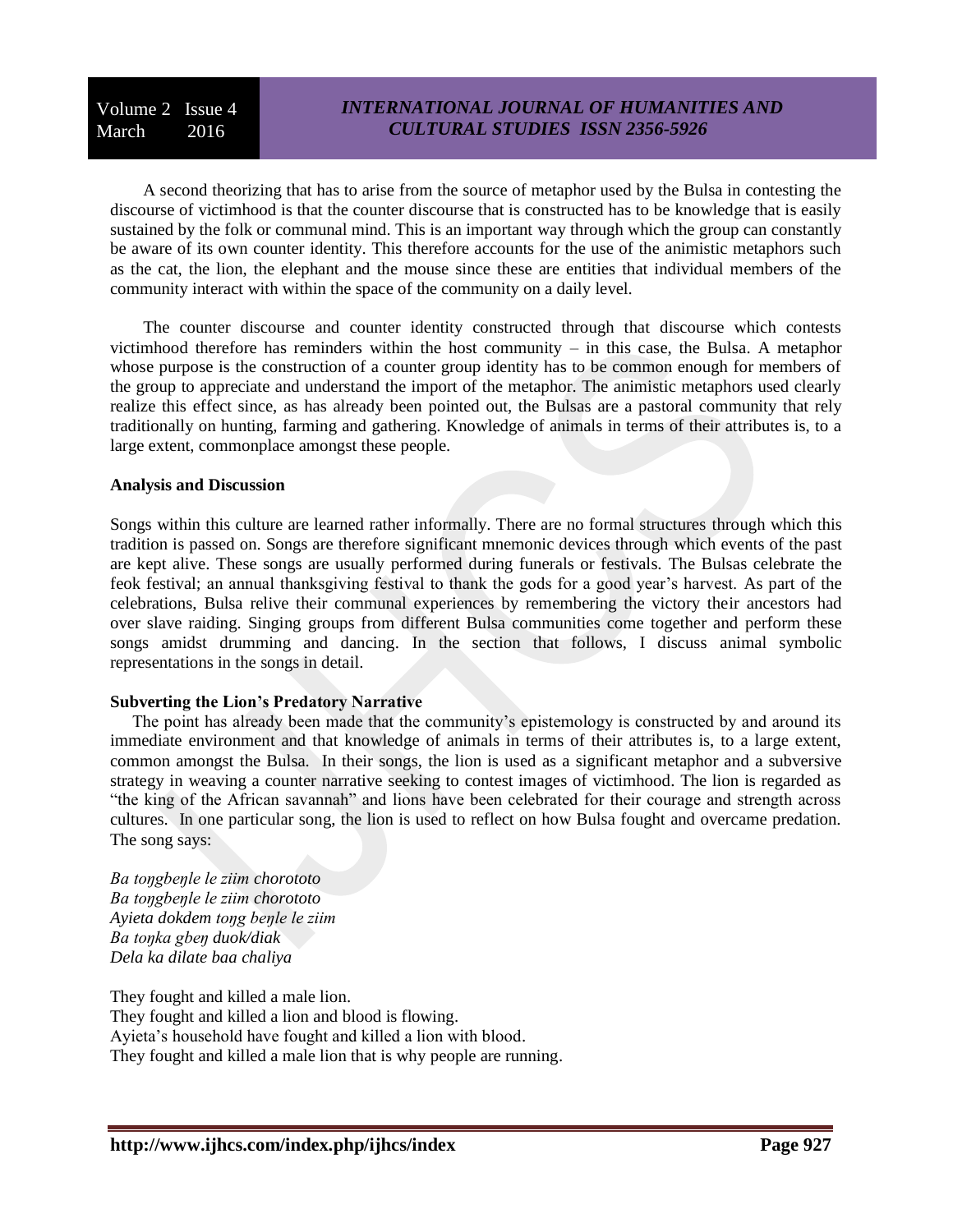A second theorizing that has to arise from the source of metaphor used by the Bulsa in contesting the discourse of victimhood is that the counter discourse that is constructed has to be knowledge that is easily sustained by the folk or communal mind. This is an important way through which the group can constantly be aware of its own counter identity. This therefore accounts for the use of the animistic metaphors such as the cat, the lion, the elephant and the mouse since these are entities that individual members of the community interact with within the space of the community on a daily level.

The counter discourse and counter identity constructed through that discourse which contests victimhood therefore has reminders within the host community – in this case, the Bulsa. A metaphor whose purpose is the construction of a counter group identity has to be common enough for members of the group to appreciate and understand the import of the metaphor. The animistic metaphors used clearly realize this effect since, as has already been pointed out, the Bulsas are a pastoral community that rely traditionally on hunting, farming and gathering. Knowledge of animals in terms of their attributes is, to a large extent, commonplace amongst these people.

**Analysis and Discussion**

Songs within this culture are learned rather informally. There are no formal structures through which this tradition is passed on. Songs are therefore significant mnemonic devices through which events of the past are kept alive. These songs are usually performed during funerals or festivals. The Bulsas celebrate the feok festival; an annual thanksgiving festival to thank the gods for a good year's harvest. As part of the celebrations, Bulsa relive their communal experiences by remembering the victory their ancestors had over slave raiding. Singing groups from different Bulsa communities come together and perform these songs amidst drumming and dancing. In the section that follows, I discuss animal symbolic representations in the songs in detail.

**Subverting the Lion's Predatory Narrative**

The point has already been made that the community's epistemology is constructed by and around its immediate environment and that knowledge of animals in terms of their attributes is, to a large extent, common amongst the Bulsa. In their songs, the lion is used as a significant metaphor and a subversive strategy in weaving a counter narrative seeking to contest images of victimhood. The lion is regarded as "the king of the African savannah" and lions have been celebrated for their courage and strength across cultures. In one particular song, the lion is used to reflect on how Bulsa fought and overcame predation. The song says:

*Ba toŋgbeŋle le ziim chorototo*
*Ba toŋgbeŋle le ziim chorototo*
*Ayieta dokdem toŋg beŋle le ziim*
*Ba toŋka gbeŋ duok/diak*
*Dela ka dilate baa chaliya*

They fought and killed a male lion.
They fought and killed a lion and blood is flowing.
Ayieta's household have fought and killed a lion with blood.
They fought and killed a male lion that is why people are running.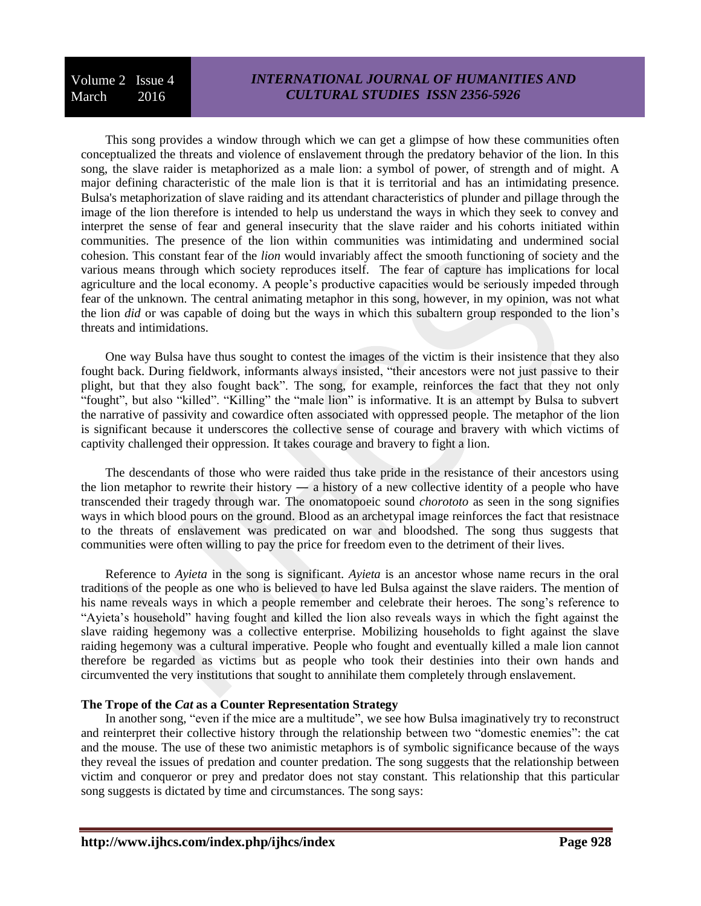This song provides a window through which we can get a glimpse of how these communities often conceptualized the threats and violence of enslavement through the predatory behavior of the lion. In this song, the slave raider is metaphorized as a male lion: a symbol of power, of strength and of might. A major defining characteristic of the male lion is that it is territorial and has an intimidating presence. Bulsa's metaphorization of slave raiding and its attendant characteristics of plunder and pillage through the image of the lion therefore is intended to help us understand the ways in which they seek to convey and interpret the sense of fear and general insecurity that the slave raider and his cohorts initiated within communities. The presence of the lion within communities was intimidating and undermined social cohesion. This constant fear of the *lion* would invariably affect the smooth functioning of society and the various means through which society reproduces itself. The fear of capture has implications for local agriculture and the local economy. A people's productive capacities would be seriously impeded through fear of the unknown. The central animating metaphor in this song, however, in my opinion, was not what the lion *did* or was capable of doing but the ways in which this subaltern group responded to the lion's threats and intimidations.

One way Bulsa have thus sought to contest the images of the victim is their insistence that they also fought back. During fieldwork, informants always insisted, "their ancestors were not just passive to their plight, but that they also fought back". The song, for example, reinforces the fact that they not only "fought", but also "killed". "Killing" the "male lion" is informative. It is an attempt by Bulsa to subvert the narrative of passivity and cowardice often associated with oppressed people. The metaphor of the lion is significant because it underscores the collective sense of courage and bravery with which victims of captivity challenged their oppression. It takes courage and bravery to fight a lion.

The descendants of those who were raided thus take pride in the resistance of their ancestors using the lion metaphor to rewrite their history ― a history of a new collective identity of a people who have transcended their tragedy through war. The onomatopoeic sound *chorototo* as seen in the song signifies ways in which blood pours on the ground. Blood as an archetypal image reinforces the fact that resistnace to the threats of enslavement was predicated on war and bloodshed. The song thus suggests that communities were often willing to pay the price for freedom even to the detriment of their lives.

Reference to *Ayieta* in the song is significant. *Ayieta* is an ancestor whose name recurs in the oral traditions of the people as one who is believed to have led Bulsa against the slave raiders. The mention of his name reveals ways in which a people remember and celebrate their heroes. The song's reference to "Ayieta's household" having fought and killed the lion also reveals ways in which the fight against the slave raiding hegemony was a collective enterprise. Mobilizing households to fight against the slave raiding hegemony was a cultural imperative. People who fought and eventually killed a male lion cannot therefore be regarded as victims but as people who took their destinies into their own hands and circumvented the very institutions that sought to annihilate them completely through enslavement.

### The Trope of the *Cat* as a Counter Representation Strategy

In another song, "even if the mice are a multitude", we see how Bulsa imaginatively try to reconstruct and reinterpret their collective history through the relationship between two "domestic enemies": the cat and the mouse. The use of these two animistic metaphors is of symbolic significance because of the ways they reveal the issues of predation and counter predation. The song suggests that the relationship between victim and conqueror or prey and predator does not stay constant. This relationship that this particular song suggests is dictated by time and circumstances. The song says: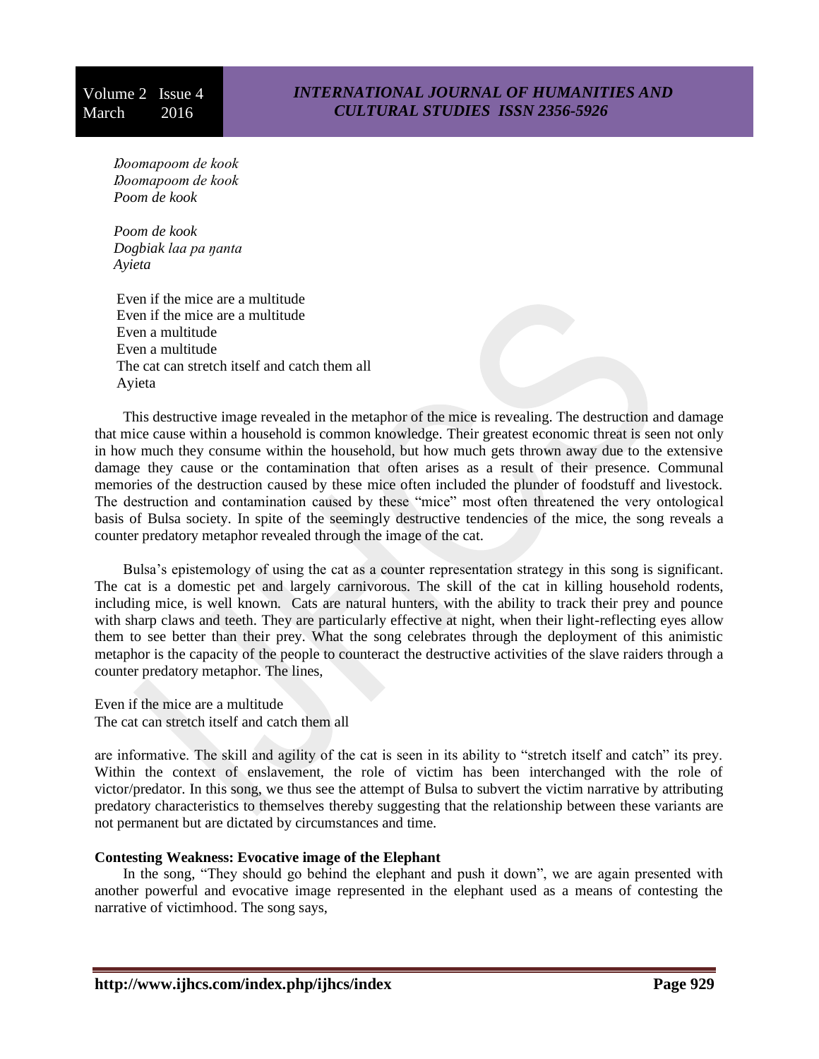*Ɖoomapoom de kook*
*Ɖoomapoom de kook*
*Poom de kook*

*Poom de kook*
*Dogbiak laa pa ŋanta*
*Ayieta*

Even if the mice are a multitude
Even if the mice are a multitude
Even a multitude
Even a multitude
The cat can stretch itself and catch them all
Ayieta

This destructive image revealed in the metaphor of the mice is revealing. The destruction and damage that mice cause within a household is common knowledge. Their greatest economic threat is seen not only in how much they consume within the household, but how much gets thrown away due to the extensive damage they cause or the contamination that often arises as a result of their presence. Communal memories of the destruction caused by these mice often included the plunder of foodstuff and livestock. The destruction and contamination caused by these "mice" most often threatened the very ontological basis of Bulsa society. In spite of the seemingly destructive tendencies of the mice, the song reveals a counter predatory metaphor revealed through the image of the cat.

Bulsa's epistemology of using the cat as a counter representation strategy in this song is significant. The cat is a domestic pet and largely carnivorous. The skill of the cat in killing household rodents, including mice, is well known. Cats are natural hunters, with the ability to track their prey and pounce with sharp claws and teeth. They are particularly effective at night, when their light-reflecting eyes allow them to see better than their prey. What the song celebrates through the deployment of this animistic metaphor is the capacity of the people to counteract the destructive activities of the slave raiders through a counter predatory metaphor. The lines,

Even if the mice are a multitude
The cat can stretch itself and catch them all

are informative. The skill and agility of the cat is seen in its ability to "stretch itself and catch" its prey. Within the context of enslavement, the role of victim has been interchanged with the role of victor/predator. In this song, we thus see the attempt of Bulsa to subvert the victim narrative by attributing predatory characteristics to themselves thereby suggesting that the relationship between these variants are not permanent but are dictated by circumstances and time.

**Contesting Weakness: Evocative image of the Elephant**

In the song, "They should go behind the elephant and push it down", we are again presented with another powerful and evocative image represented in the elephant used as a means of contesting the narrative of victimhood. The song says,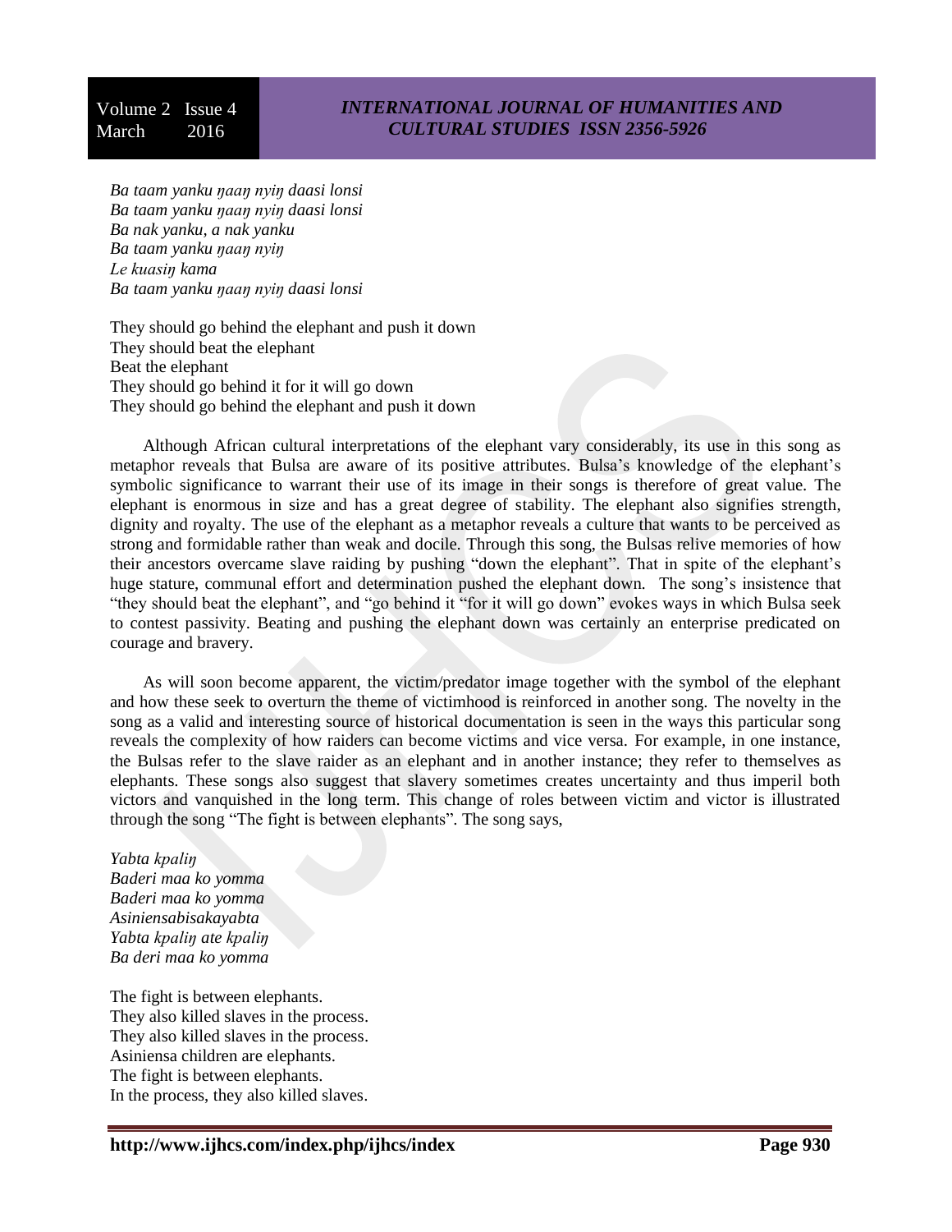*Ba taam yanku ŋaaŋ nyiŋ daasi lonsi*
*Ba taam yanku ŋaaŋ nyiŋ daasi lonsi*
*Ba nak yanku, a nak yanku*
*Ba taam yanku ŋaaŋ nyiŋ*
*Le kuasiŋ kama*
*Ba taam yanku ŋaaŋ nyiŋ daasi lonsi*

They should go behind the elephant and push it down
They should beat the elephant
Beat the elephant
They should go behind it for it will go down
They should go behind the elephant and push it down

Although African cultural interpretations of the elephant vary considerably, its use in this song as metaphor reveals that Bulsa are aware of its positive attributes. Bulsa's knowledge of the elephant's symbolic significance to warrant their use of its image in their songs is therefore of great value. The elephant is enormous in size and has a great degree of stability. The elephant also signifies strength, dignity and royalty. The use of the elephant as a metaphor reveals a culture that wants to be perceived as strong and formidable rather than weak and docile. Through this song, the Bulsas relive memories of how their ancestors overcame slave raiding by pushing "down the elephant". That in spite of the elephant's huge stature, communal effort and determination pushed the elephant down. The song's insistence that "they should beat the elephant", and "go behind it "for it will go down" evokes ways in which Bulsa seek to contest passivity. Beating and pushing the elephant down was certainly an enterprise predicated on courage and bravery.

As will soon become apparent, the victim/predator image together with the symbol of the elephant and how these seek to overturn the theme of victimhood is reinforced in another song. The novelty in the song as a valid and interesting source of historical documentation is seen in the ways this particular song reveals the complexity of how raiders can become victims and vice versa. For example, in one instance, the Bulsas refer to the slave raider as an elephant and in another instance; they refer to themselves as elephants. These songs also suggest that slavery sometimes creates uncertainty and thus imperil both victors and vanquished in the long term. This change of roles between victim and victor is illustrated through the song "The fight is between elephants". The song says,

*Yabta kpaliŋ*
*Baderi maa ko yomma*
*Baderi maa ko yomma*
*Asiniensabisakayabta*
*Yabta kpaliŋ ate kpaliŋ*
*Ba deri maa ko yomma*

The fight is between elephants.
They also killed slaves in the process.
They also killed slaves in the process.
Asiniensa children are elephants.
The fight is between elephants.
In the process, they also killed slaves.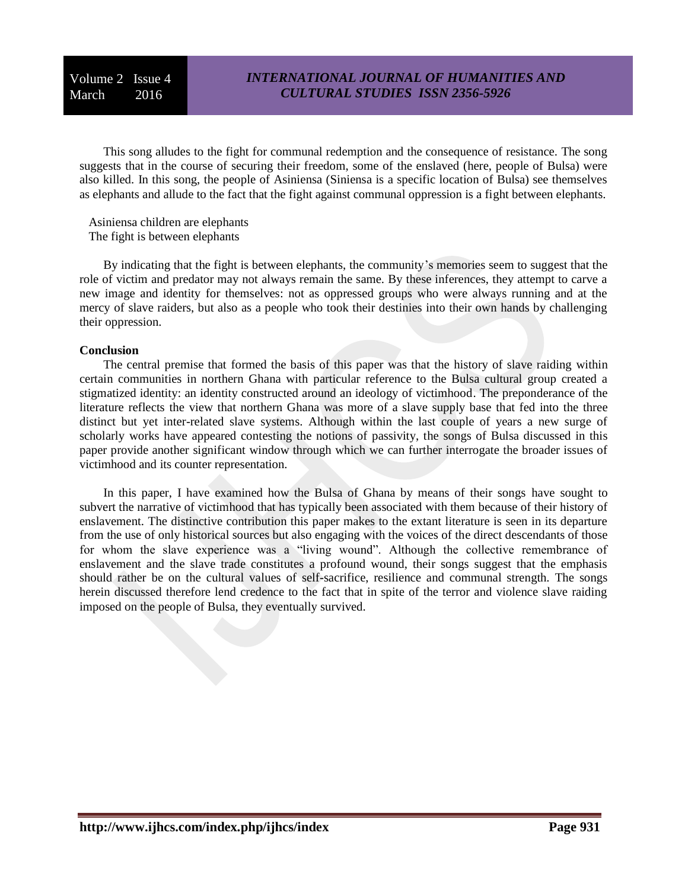This song alludes to the fight for communal redemption and the consequence of resistance. The song suggests that in the course of securing their freedom, some of the enslaved (here, people of Bulsa) were also killed. In this song, the people of Asiniensa (Siniensa is a specific location of Bulsa) see themselves as elephants and allude to the fact that the fight against communal oppression is a fight between elephants.

Asiniensa children are elephants
The fight is between elephants

By indicating that the fight is between elephants, the community's memories seem to suggest that the role of victim and predator may not always remain the same. By these inferences, they attempt to carve a new image and identity for themselves: not as oppressed groups who were always running and at the mercy of slave raiders, but also as a people who took their destinies into their own hands by challenging their oppression.

**Conclusion**

The central premise that formed the basis of this paper was that the history of slave raiding within certain communities in northern Ghana with particular reference to the Bulsa cultural group created a stigmatized identity: an identity constructed around an ideology of victimhood. The preponderance of the literature reflects the view that northern Ghana was more of a slave supply base that fed into the three distinct but yet inter-related slave systems. Although within the last couple of years a new surge of scholarly works have appeared contesting the notions of passivity, the songs of Bulsa discussed in this paper provide another significant window through which we can further interrogate the broader issues of victimhood and its counter representation.

In this paper, I have examined how the Bulsa of Ghana by means of their songs have sought to subvert the narrative of victimhood that has typically been associated with them because of their history of enslavement. The distinctive contribution this paper makes to the extant literature is seen in its departure from the use of only historical sources but also engaging with the voices of the direct descendants of those for whom the slave experience was a "living wound". Although the collective remembrance of enslavement and the slave trade constitutes a profound wound, their songs suggest that the emphasis should rather be on the cultural values of self-sacrifice, resilience and communal strength. The songs herein discussed therefore lend credence to the fact that in spite of the terror and violence slave raiding imposed on the people of Bulsa, they eventually survived.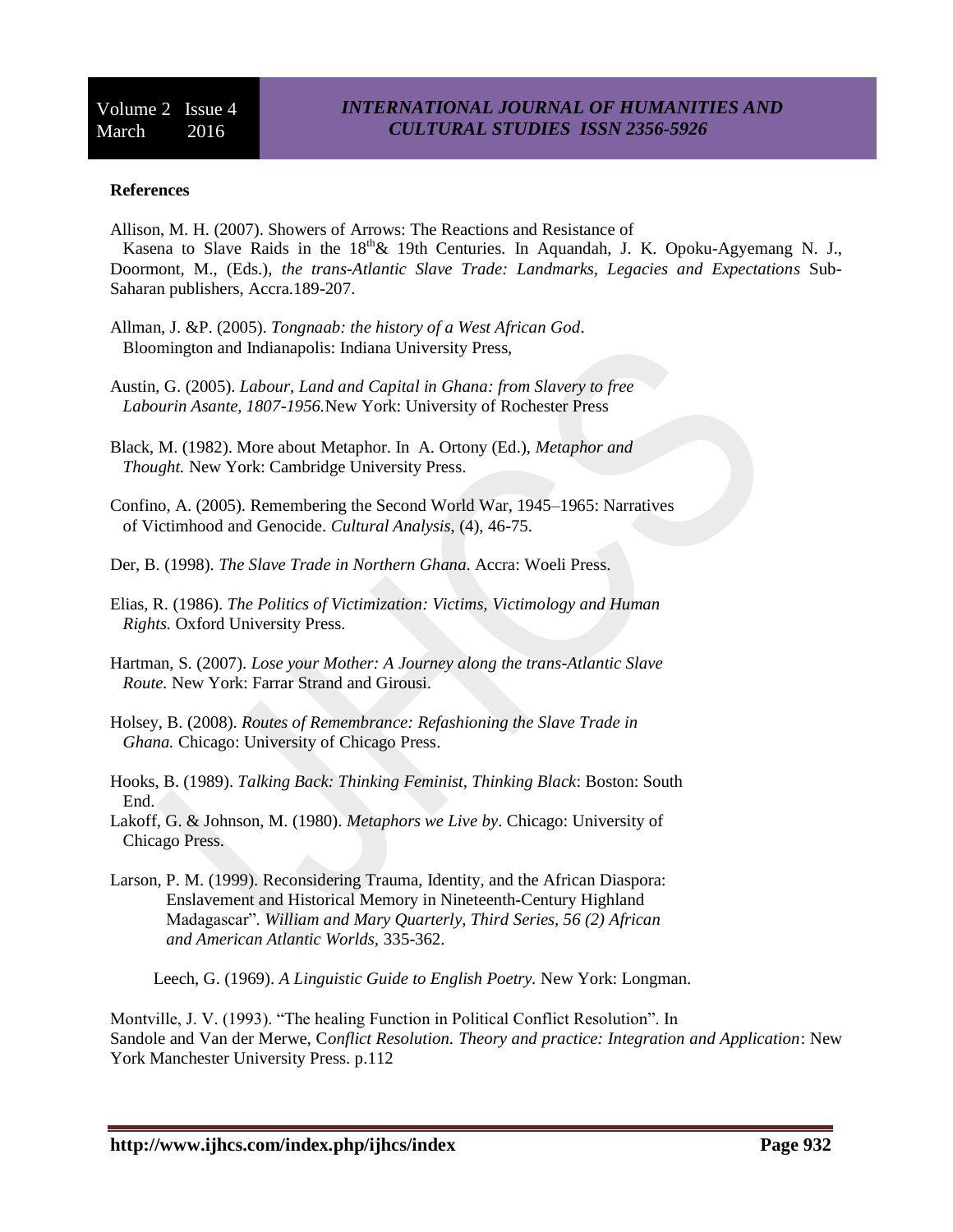**References**

Allison, M. H. (2007). Showers of Arrows: The Reactions and Resistance of Kasena to Slave Raids in the 18th& 19th Centuries. In Aquandah, J. K. Opoku-Agyemang N. J., Doormont, M., (Eds.), *the trans-Atlantic Slave Trade: Landmarks, Legacies and Expectations* Sub-Saharan publishers, Accra.189-207.

Allman, J. &P. (2005). *Tongnaab: the history of a West African God*. Bloomington and Indianapolis: Indiana University Press,

Austin, G. (2005). *Labour, Land and Capital in Ghana: from Slavery to free Labourin Asante, 1807-1956.*New York: University of Rochester Press

Black, M. (1982). More about Metaphor. In A. Ortony (Ed.), *Metaphor and Thought.* New York: Cambridge University Press.

Confino, A. (2005). Remembering the Second World War, 1945–1965: Narratives of Victimhood and Genocide. *Cultural Analysis*, (4), 46-75.

Der, B. (1998). *The Slave Trade in Northern Ghana.* Accra: Woeli Press.

Elias, R. (1986). *The Politics of Victimization: Victims, Victimology and Human Rights.* Oxford University Press.

Hartman, S. (2007). *Lose your Mother: A Journey along the trans-Atlantic Slave Route.* New York: Farrar Strand and Girousi.

Holsey, B. (2008). *Routes of Remembrance: Refashioning the Slave Trade in Ghana.* Chicago: University of Chicago Press.

Hooks, B. (1989). *Talking Back: Thinking Feminist, Thinking Black*: Boston: South End.

Lakoff, G. & Johnson, M. (1980). *Metaphors we Live by*. Chicago: University of Chicago Press.

Larson, P. M. (1999). Reconsidering Trauma, Identity, and the African Diaspora: Enslavement and Historical Memory in Nineteenth-Century Highland Madagascar". *William and Mary Quarterly, Third Series, 56 (2) African and American Atlantic Worlds*, 335-362.

Leech, G. (1969). *A Linguistic Guide to English Poetry.* New York: Longman.

Montville, J. V. (1993). "The healing Function in Political Conflict Resolution". In Sandole and Van der Merwe, C*onflict Resolution. Theory and practice: Integration and Application*: New York Manchester University Press. p.112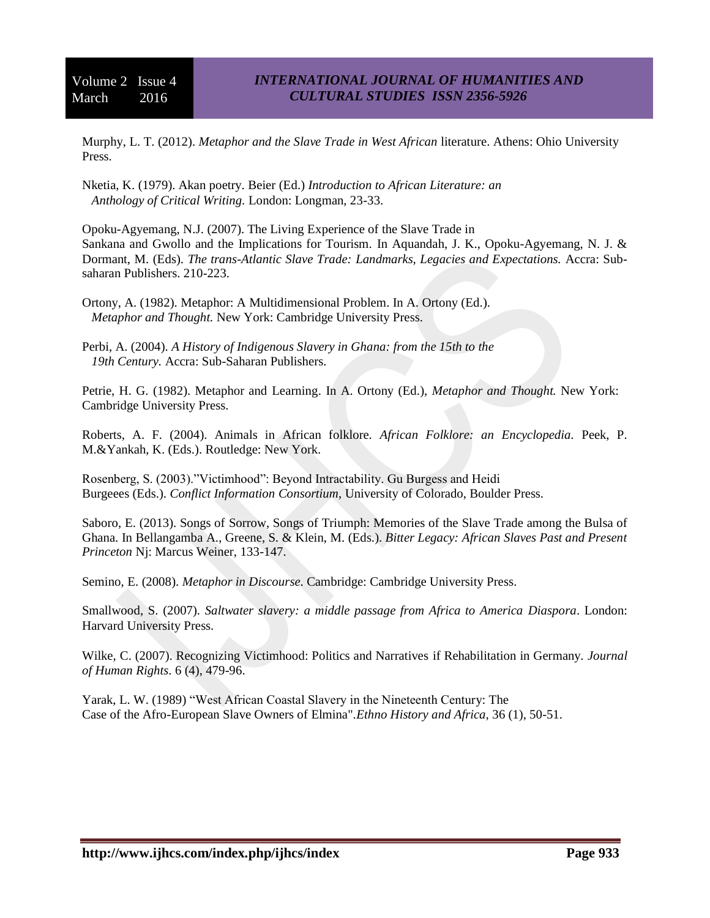Murphy, L. T. (2012). *Metaphor and the Slave Trade in West African* literature. Athens: Ohio University Press.

Nketia, K. (1979). Akan poetry. Beier (Ed.) *Introduction to African Literature: an Anthology of Critical Writing*. London: Longman, 23-33.

Opoku-Agyemang, N.J. (2007). The Living Experience of the Slave Trade in Sankana and Gwollo and the Implications for Tourism. In Aquandah, J. K., Opoku-Agyemang, N. J. & Dormant, M. (Eds). *The trans-Atlantic Slave Trade: Landmarks, Legacies and Expectations.* Accra: Sub-saharan Publishers. 210-223.

Ortony, A. (1982). Metaphor: A Multidimensional Problem. In A. Ortony (Ed.). *Metaphor and Thought.* New York: Cambridge University Press.

Perbi, A. (2004). *A History of Indigenous Slavery in Ghana: from the 15th to the 19th Century.* Accra: Sub-Saharan Publishers.

Petrie, H. G. (1982). Metaphor and Learning. In A. Ortony (Ed.), *Metaphor and Thought.* New York: Cambridge University Press.

Roberts, A. F. (2004). Animals in African folklore. *African Folklore: an Encyclopedia.* Peek, P. M.&Yankah, K. (Eds.). Routledge: New York.

Rosenberg, S. (2003)."Victimhood": Beyond Intractability. Gu Burgess and Heidi Burgeees (Eds.). *Conflict Information Consortium*, University of Colorado, Boulder Press.

Saboro, E. (2013). Songs of Sorrow, Songs of Triumph: Memories of the Slave Trade among the Bulsa of Ghana. In Bellangamba A., Greene, S. & Klein, M. (Eds.). *Bitter Legacy: African Slaves Past and Present Princeton* Nj: Marcus Weiner, 133-147.

Semino, E. (2008). *Metaphor in Discourse*. Cambridge: Cambridge University Press.

Smallwood, S. (2007). *Saltwater slavery: a middle passage from Africa to America Diaspora*. London: Harvard University Press.

Wilke, C. (2007). Recognizing Victimhood: Politics and Narratives if Rehabilitation in Germany. *Journal of Human Rights*. 6 (4), 479-96.

Yarak, L. W. (1989) "West African Coastal Slavery in the Nineteenth Century: The Case of the Afro-European Slave Owners of Elmina".*Ethno History and Africa,* 36 (1), 50-51.